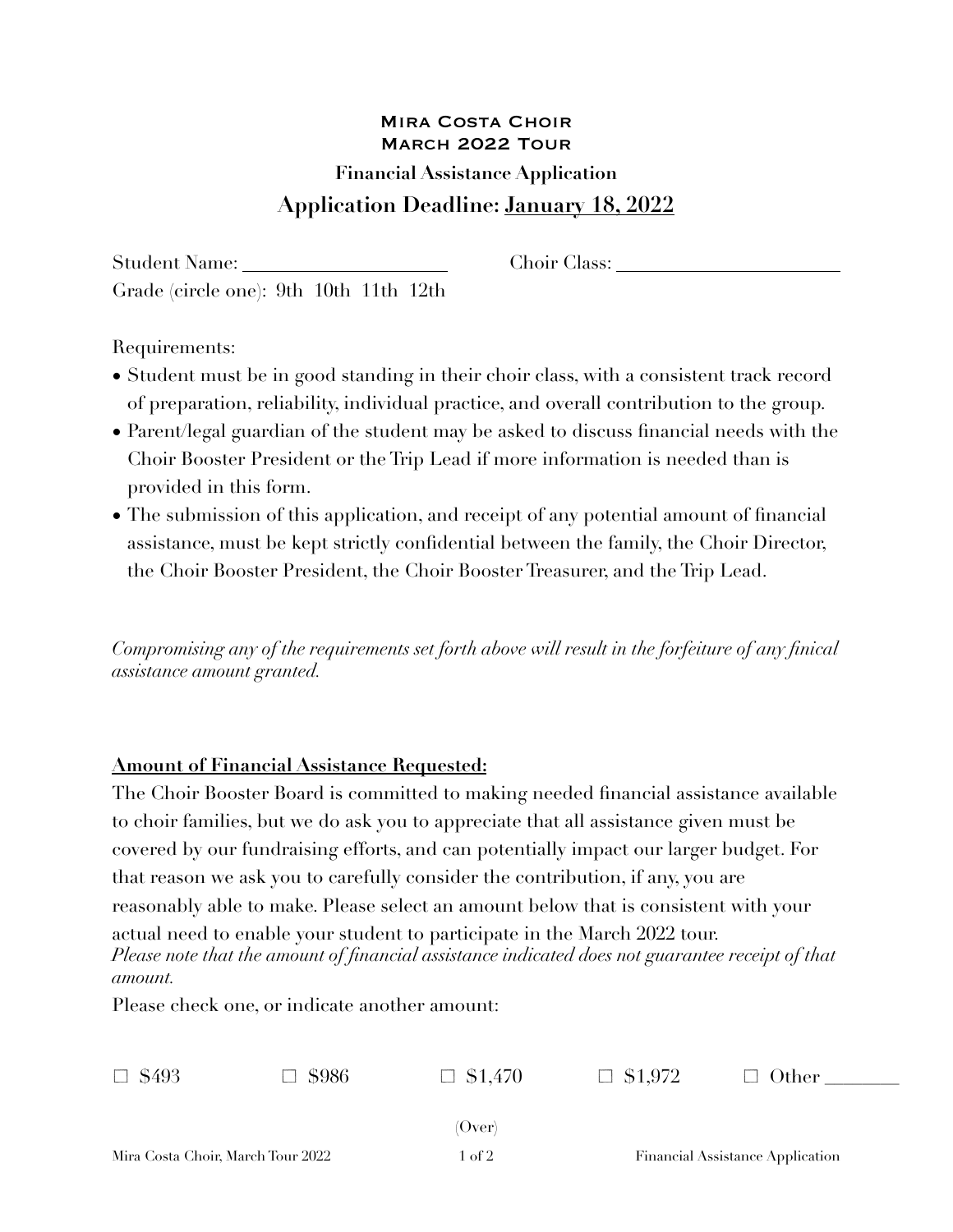# Mira Costa Choir
# March 2022 Tour

### Financial Assistance Application

## Application Deadline: January 18, 2022

Student Name: ____________________ Choir Class: ______________________

Grade (circle one): 9th 10th 11th 12th

Requirements:

- Student must be in good standing in their choir class, with a consistent track record of preparation, reliability, individual practice, and overall contribution to the group.
- Parent/legal guardian of the student may be asked to discuss financial needs with the Choir Booster President or the Trip Lead if more information is needed than is provided in this form.
- The submission of this application, and receipt of any potential amount of financial assistance, must be kept strictly confidential between the family, the Choir Director, the Choir Booster President, the Choir Booster Treasurer, and the Trip Lead.

*Compromising any of the requirements set forth above will result in the forfeiture of any finical assistance amount granted.*

**Amount of Financial Assistance Requested:**

The Choir Booster Board is committed to making needed financial assistance available to choir families, but we do ask you to appreciate that all assistance given must be covered by our fundraising efforts, and can potentially impact our larger budget. For that reason we ask you to carefully consider the contribution, if any, you are reasonably able to make. Please select an amount below that is consistent with your actual need to enable your student to participate in the March 2022 tour.

*Please note that the amount of financial assistance indicated does not guarantee receipt of that amount.*

Please check one, or indicate another amount:

☐ $493 ☐ $986 ☐ $1,470 ☐ $1,972 ☐ Other _______

(Over)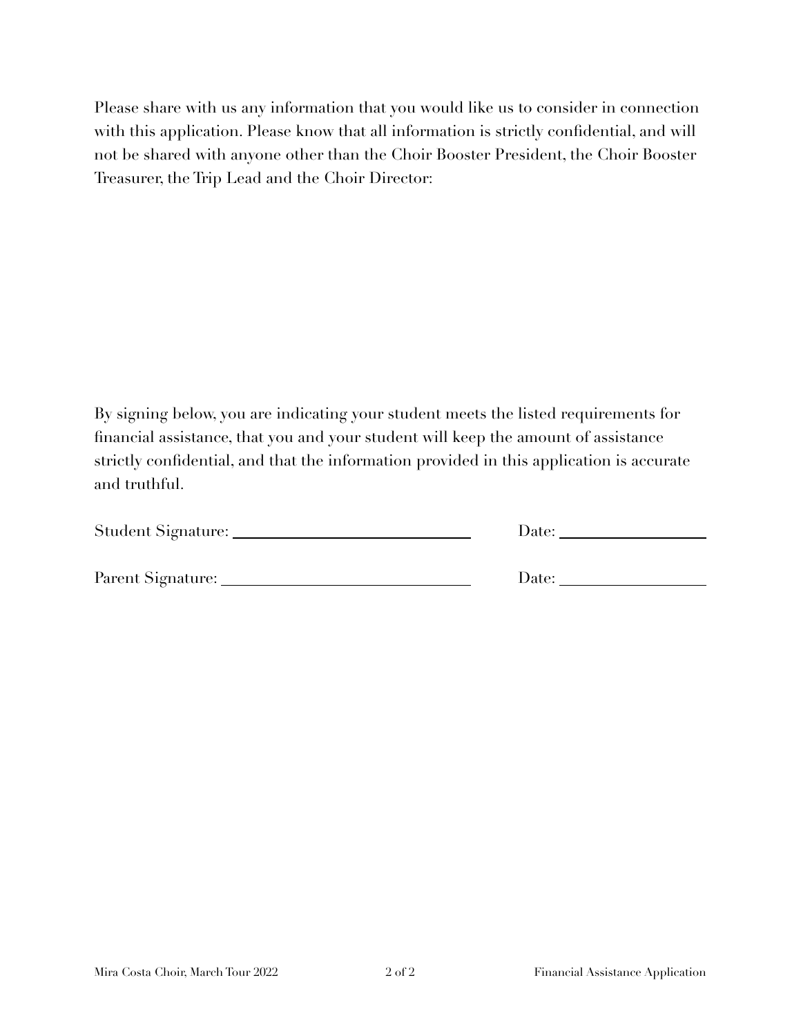Please share with us any information that you would like us to consider in connection with this application. Please know that all information is strictly confidential, and will not be shared with anyone other than the Choir Booster President, the Choir Booster Treasurer, the Trip Lead and the Choir Director:

By signing below, you are indicating your student meets the listed requirements for financial assistance, that you and your student will keep the amount of assistance strictly confidential, and that the information provided in this application is accurate and truthful.

Student Signature: ______________________________ Date: __________________

Parent Signature: ______________________________ Date: __________________